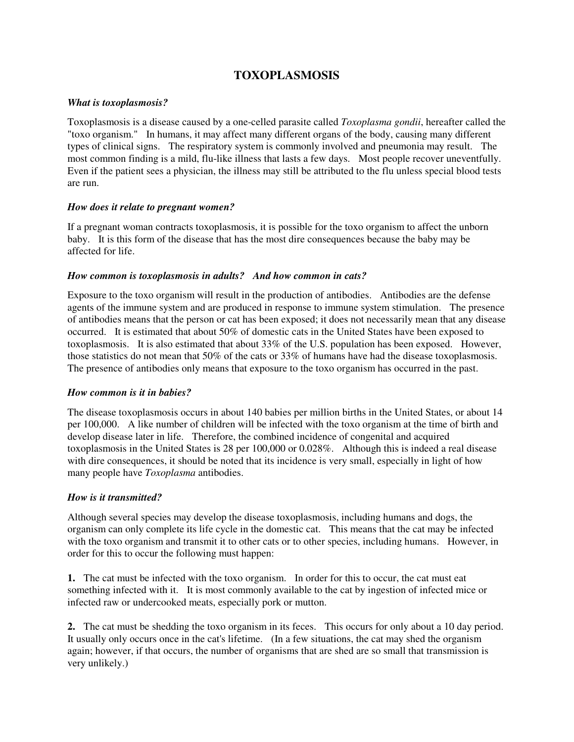# TOXOPLASMOSIS

### *What is toxoplasmosis?*

Toxoplasmosis is a disease caused by a one-celled parasite called *Toxoplasma gondii*, hereafter called the "toxo organism." In humans, it may affect many different organs of the body, causing many different types of clinical signs. The respiratory system is commonly involved and pneumonia may result. The most common finding is a mild, flu-like illness that lasts a few days. Most people recover uneventfully. Even if the patient sees a physician, the illness may still be attributed to the flu unless special blood tests are run.

### *How does it relate to pregnant women?*

If a pregnant woman contracts toxoplasmosis, it is possible for the toxo organism to affect the unborn baby. It is this form of the disease that has the most dire consequences because the baby may be affected for life.

### *How common is toxoplasmosis in adults? And how common in cats?*

Exposure to the toxo organism will result in the production of antibodies. Antibodies are the defense agents of the immune system and are produced in response to immune system stimulation. The presence of antibodies means that the person or cat has been exposed; it does not necessarily mean that any disease occurred. It is estimated that about 50% of domestic cats in the United States have been exposed to toxoplasmosis. It is also estimated that about 33% of the U.S. population has been exposed. However, those statistics do not mean that 50% of the cats or 33% of humans have had the disease toxoplasmosis. The presence of antibodies only means that exposure to the toxo organism has occurred in the past.

### *How common is it in babies?*

The disease toxoplasmosis occurs in about 140 babies per million births in the United States, or about 14 per 100,000. A like number of children will be infected with the toxo organism at the time of birth and develop disease later in life. Therefore, the combined incidence of congenital and acquired toxoplasmosis in the United States is 28 per 100,000 or 0.028%. Although this is indeed a real disease with dire consequences, it should be noted that its incidence is very small, especially in light of how many people have *Toxoplasma* antibodies.

### *How is it transmitted?*

Although several species may develop the disease toxoplasmosis, including humans and dogs, the organism can only complete its life cycle in the domestic cat. This means that the cat may be infected with the toxo organism and transmit it to other cats or to other species, including humans. However, in order for this to occur the following must happen:

**1.** The cat must be infected with the toxo organism. In order for this to occur, the cat must eat something infected with it. It is most commonly available to the cat by ingestion of infected mice or infected raw or undercooked meats, especially pork or mutton.

**2.** The cat must be shedding the toxo organism in its feces. This occurs for only about a 10 day period. It usually only occurs once in the cat's lifetime. (In a few situations, the cat may shed the organism again; however, if that occurs, the number of organisms that are shed are so small that transmission is very unlikely.)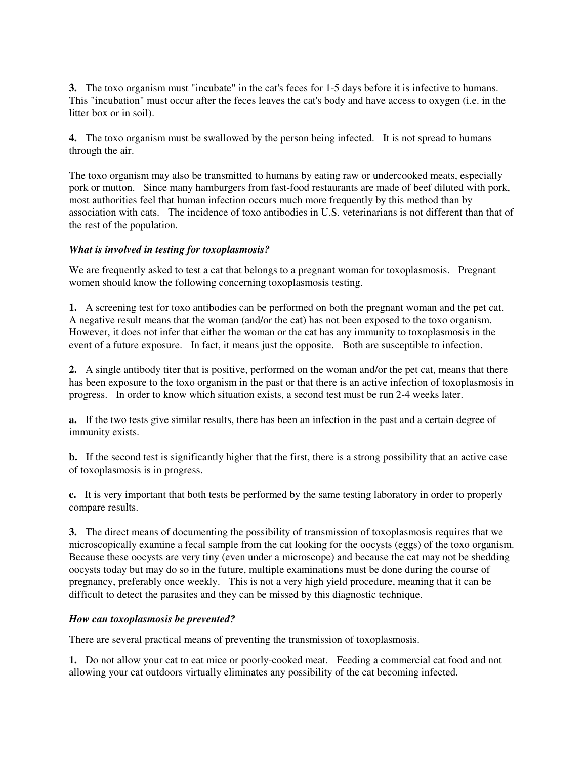**3.** The toxo organism must "incubate" in the cat's feces for 1-5 days before it is infective to humans. This "incubation" must occur after the feces leaves the cat's body and have access to oxygen (i.e. in the litter box or in soil).

**4.** The toxo organism must be swallowed by the person being infected. It is not spread to humans through the air.

The toxo organism may also be transmitted to humans by eating raw or undercooked meats, especially pork or mutton. Since many hamburgers from fast-food restaurants are made of beef diluted with pork, most authorities feel that human infection occurs much more frequently by this method than by association with cats. The incidence of toxo antibodies in U.S. veterinarians is not different than that of the rest of the population.

***What is involved in testing for toxoplasmosis?***

We are frequently asked to test a cat that belongs to a pregnant woman for toxoplasmosis. Pregnant women should know the following concerning toxoplasmosis testing.

**1.** A screening test for toxo antibodies can be performed on both the pregnant woman and the pet cat. A negative result means that the woman (and/or the cat) has not been exposed to the toxo organism. However, it does not infer that either the woman or the cat has any immunity to toxoplasmosis in the event of a future exposure. In fact, it means just the opposite. Both are susceptible to infection.

**2.** A single antibody titer that is positive, performed on the woman and/or the pet cat, means that there has been exposure to the toxo organism in the past or that there is an active infection of toxoplasmosis in progress. In order to know which situation exists, a second test must be run 2-4 weeks later.

**a.** If the two tests give similar results, there has been an infection in the past and a certain degree of immunity exists.

**b.** If the second test is significantly higher that the first, there is a strong possibility that an active case of toxoplasmosis is in progress.

**c.** It is very important that both tests be performed by the same testing laboratory in order to properly compare results.

**3.** The direct means of documenting the possibility of transmission of toxoplasmosis requires that we microscopically examine a fecal sample from the cat looking for the oocysts (eggs) of the toxo organism. Because these oocysts are very tiny (even under a microscope) and because the cat may not be shedding oocysts today but may do so in the future, multiple examinations must be done during the course of pregnancy, preferably once weekly. This is not a very high yield procedure, meaning that it can be difficult to detect the parasites and they can be missed by this diagnostic technique.

***How can toxoplasmosis be prevented?***

There are several practical means of preventing the transmission of toxoplasmosis.

**1.** Do not allow your cat to eat mice or poorly-cooked meat. Feeding a commercial cat food and not allowing your cat outdoors virtually eliminates any possibility of the cat becoming infected.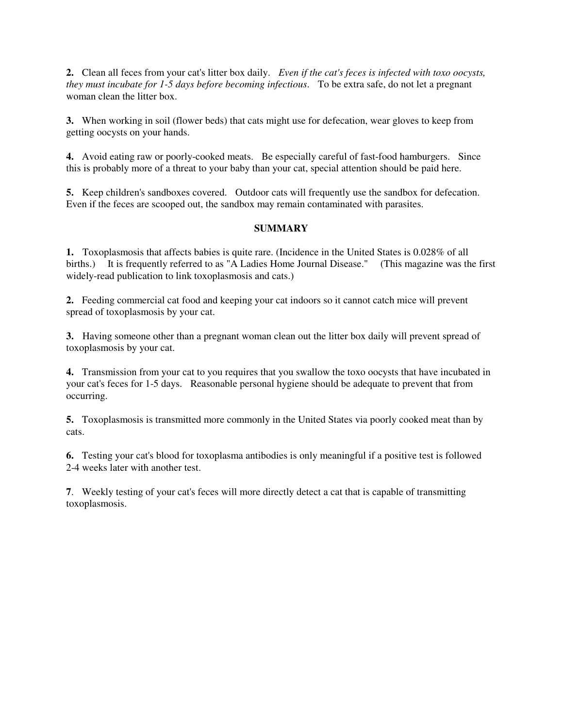**2.** Clean all feces from your cat's litter box daily. *Even if the cat's feces is infected with toxo oocysts, they must incubate for 1-5 days before becoming infectious*. To be extra safe, do not let a pregnant woman clean the litter box.

**3.** When working in soil (flower beds) that cats might use for defecation, wear gloves to keep from getting oocysts on your hands.

**4.** Avoid eating raw or poorly-cooked meats. Be especially careful of fast-food hamburgers. Since this is probably more of a threat to your baby than your cat, special attention should be paid here.

**5.** Keep children's sandboxes covered. Outdoor cats will frequently use the sandbox for defecation. Even if the feces are scooped out, the sandbox may remain contaminated with parasites.

## SUMMARY

**1.** Toxoplasmosis that affects babies is quite rare. (Incidence in the United States is 0.028% of all births.) It is frequently referred to as "A Ladies Home Journal Disease." (This magazine was the first widely-read publication to link toxoplasmosis and cats.)

**2.** Feeding commercial cat food and keeping your cat indoors so it cannot catch mice will prevent spread of toxoplasmosis by your cat.

**3.** Having someone other than a pregnant woman clean out the litter box daily will prevent spread of toxoplasmosis by your cat.

**4.** Transmission from your cat to you requires that you swallow the toxo oocysts that have incubated in your cat's feces for 1-5 days. Reasonable personal hygiene should be adequate to prevent that from occurring.

**5.** Toxoplasmosis is transmitted more commonly in the United States via poorly cooked meat than by cats.

**6.** Testing your cat's blood for toxoplasma antibodies is only meaningful if a positive test is followed 2-4 weeks later with another test.

**7**. Weekly testing of your cat's feces will more directly detect a cat that is capable of transmitting toxoplasmosis.